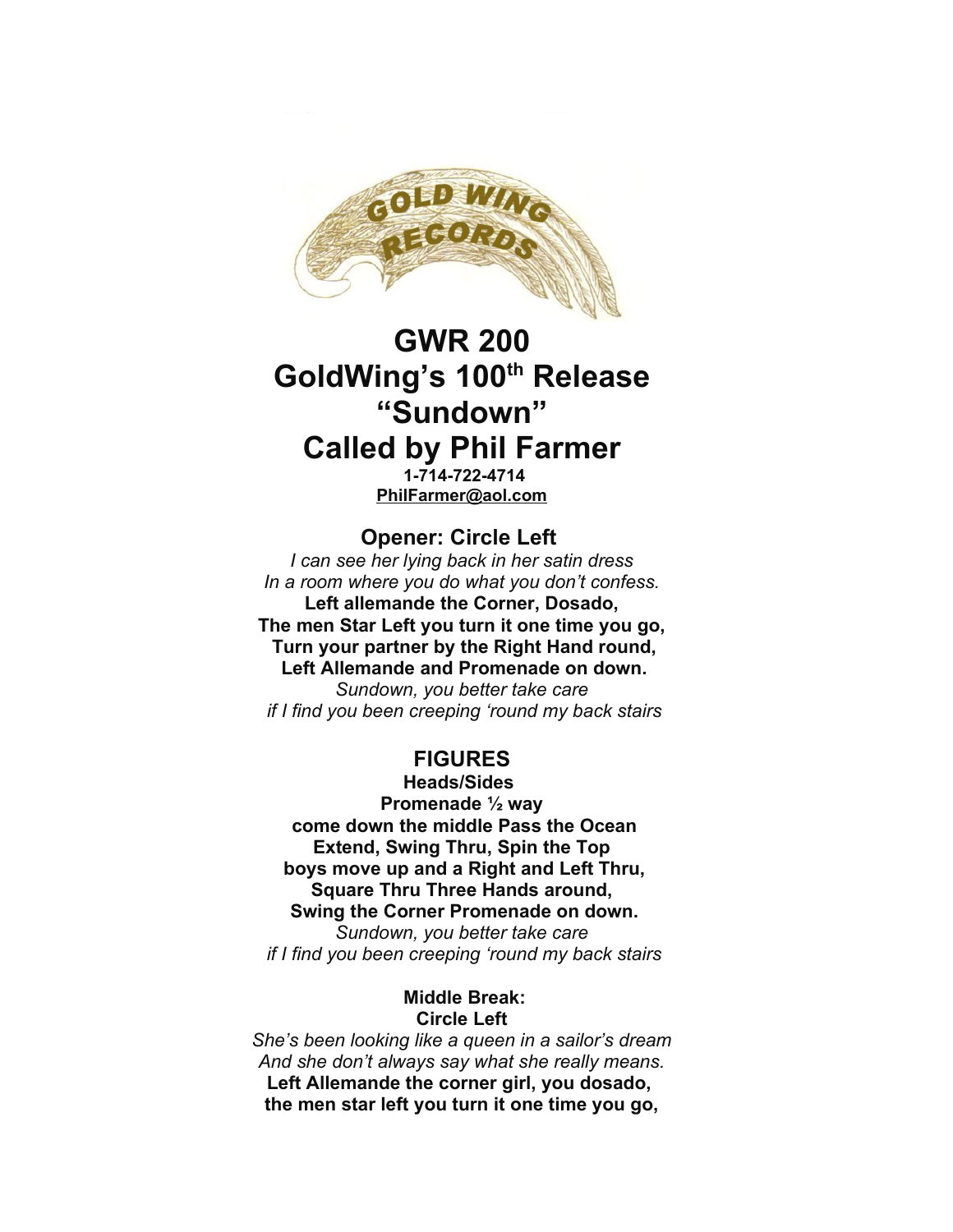# GWR 200
# GoldWing's 100th Release
# "Sundown"
# Called by Phil Farmer

**1-714-722-4714**
**PhilFarmer@aol.com**

### Opener: Circle Left

*I can see her lying back in her satin dress*
*In a room where you do what you don't confess.*
**Left allemande the Corner, Dosado,**
**The men Star Left you turn it one time you go,**
**Turn your partner by the Right Hand round,**
**Left Allemande and Promenade on down.**
*Sundown, you better take care*
*if I find you been creeping 'round my back stairs*

### FIGURES

**Heads/Sides**
**Promenade ½ way**
**come down the middle Pass the Ocean**
**Extend, Swing Thru, Spin the Top**
**boys move up and a Right and Left Thru,**
**Square Thru Three Hands around,**
**Swing the Corner Promenade on down.**
*Sundown, you better take care*
*if I find you been creeping 'round my back stairs*

**Middle Break:**
**Circle Left**
*She's been looking like a queen in a sailor's dream*
*And she don't always say what she really means.*
**Left Allemande the corner girl, you dosado,**
**the men star left you turn it one time you go,**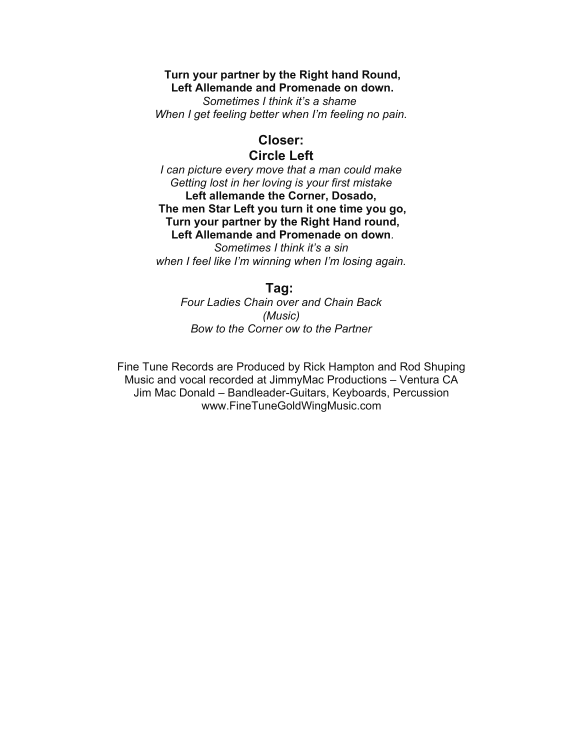**Turn your partner by the Right hand Round,**
**Left Allemande and Promenade on down.**
*Sometimes I think it's a shame*
*When I get feeling better when I'm feeling no pain.*

## Closer:
## Circle Left

*I can picture every move that a man could make*
*Getting lost in her loving is your first mistake*
**Left allemande the Corner, Dosado,**
**The men Star Left you turn it one time you go,**
**Turn your partner by the Right Hand round,**
**Left Allemande and Promenade on down**.
*Sometimes I think it's a sin*
*when I feel like I'm winning when I'm losing again.*

## Tag:

*Four Ladies Chain over and Chain Back*
*(Music)*
*Bow to the Corner ow to the Partner*

Fine Tune Records are Produced by Rick Hampton and Rod Shuping
Music and vocal recorded at JimmyMac Productions – Ventura CA
Jim Mac Donald – Bandleader-Guitars, Keyboards, Percussion
www.FineTuneGoldWingMusic.com